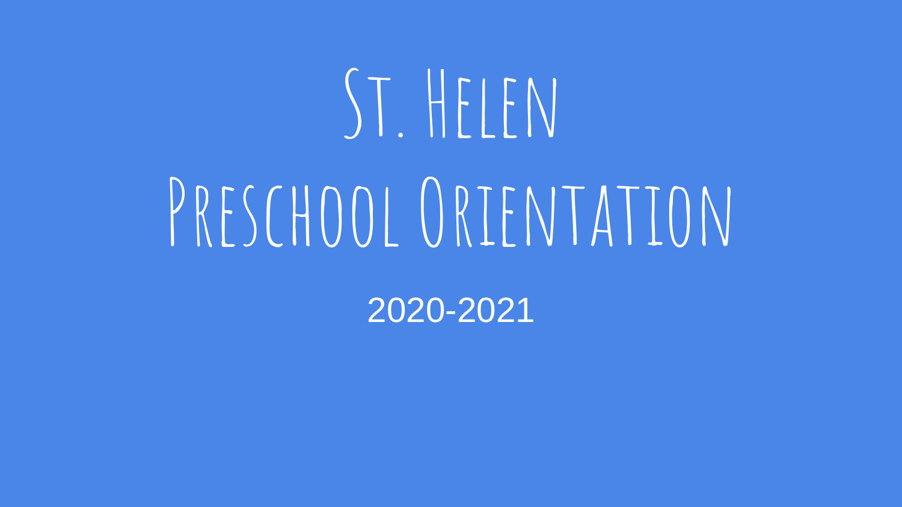# St. Helen Preschool Orientation

2020-2021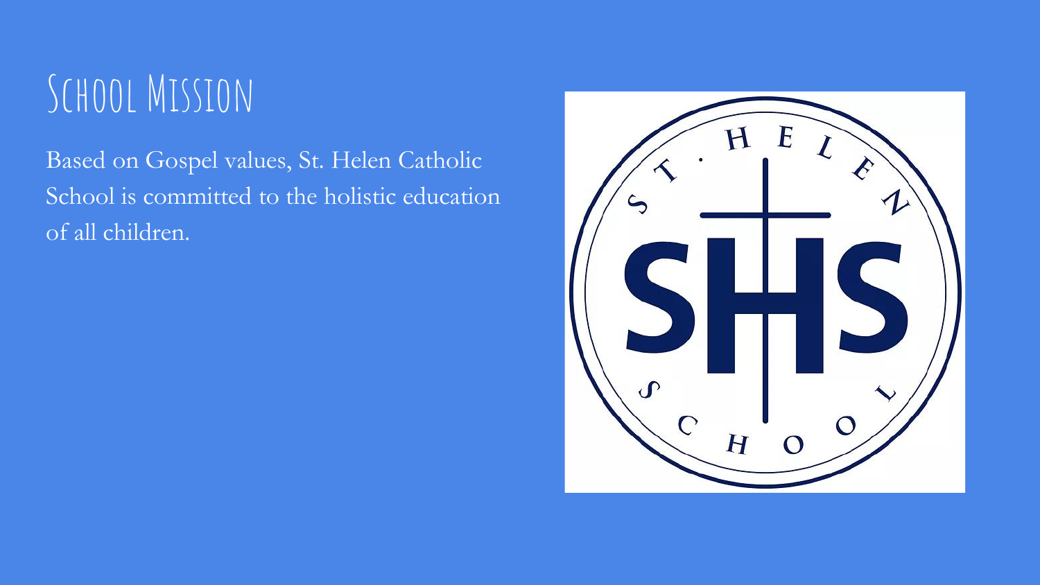# School Mission

Based on Gospel values, St. Helen Catholic School is committed to the holistic education of all children.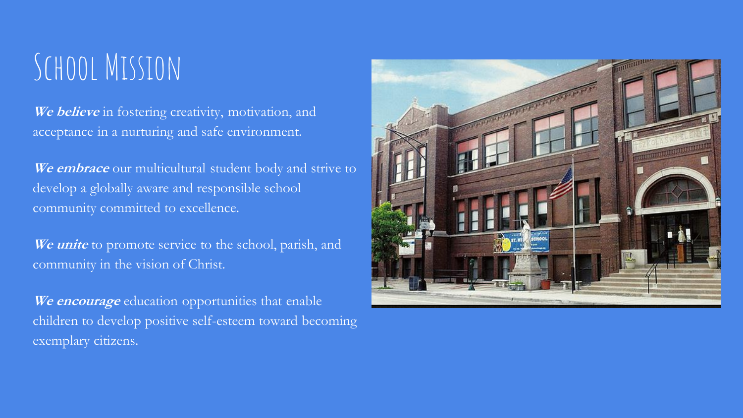# School Mission

***We believe*** in fostering creativity, motivation, and acceptance in a nurturing and safe environment.

***We embrace*** our multicultural student body and strive to develop a globally aware and responsible school community committed to excellence.

***We unite*** to promote service to the school, parish, and community in the vision of Christ.

***We encourage*** education opportunities that enable children to develop positive self-esteem toward becoming exemplary citizens.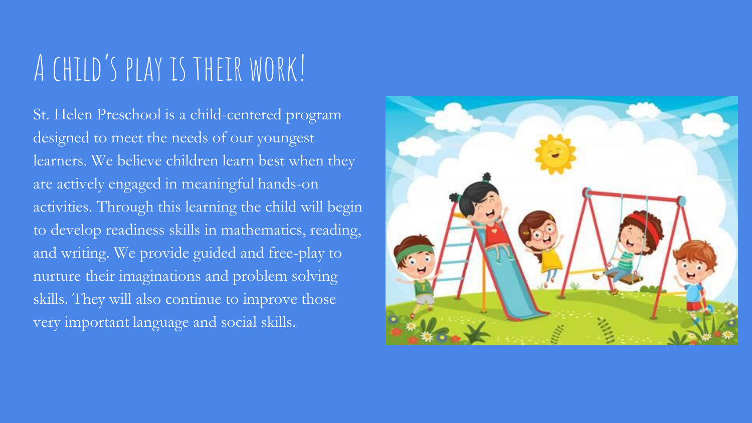# A child's play is their work!

St. Helen Preschool is a child-centered program designed to meet the needs of our youngest learners. We believe children learn best when they are actively engaged in meaningful hands-on activities. Through this learning the child will begin to develop readiness skills in mathematics, reading, and writing. We provide guided and free-play to nurture their imaginations and problem solving skills. They will also continue to improve those very important language and social skills.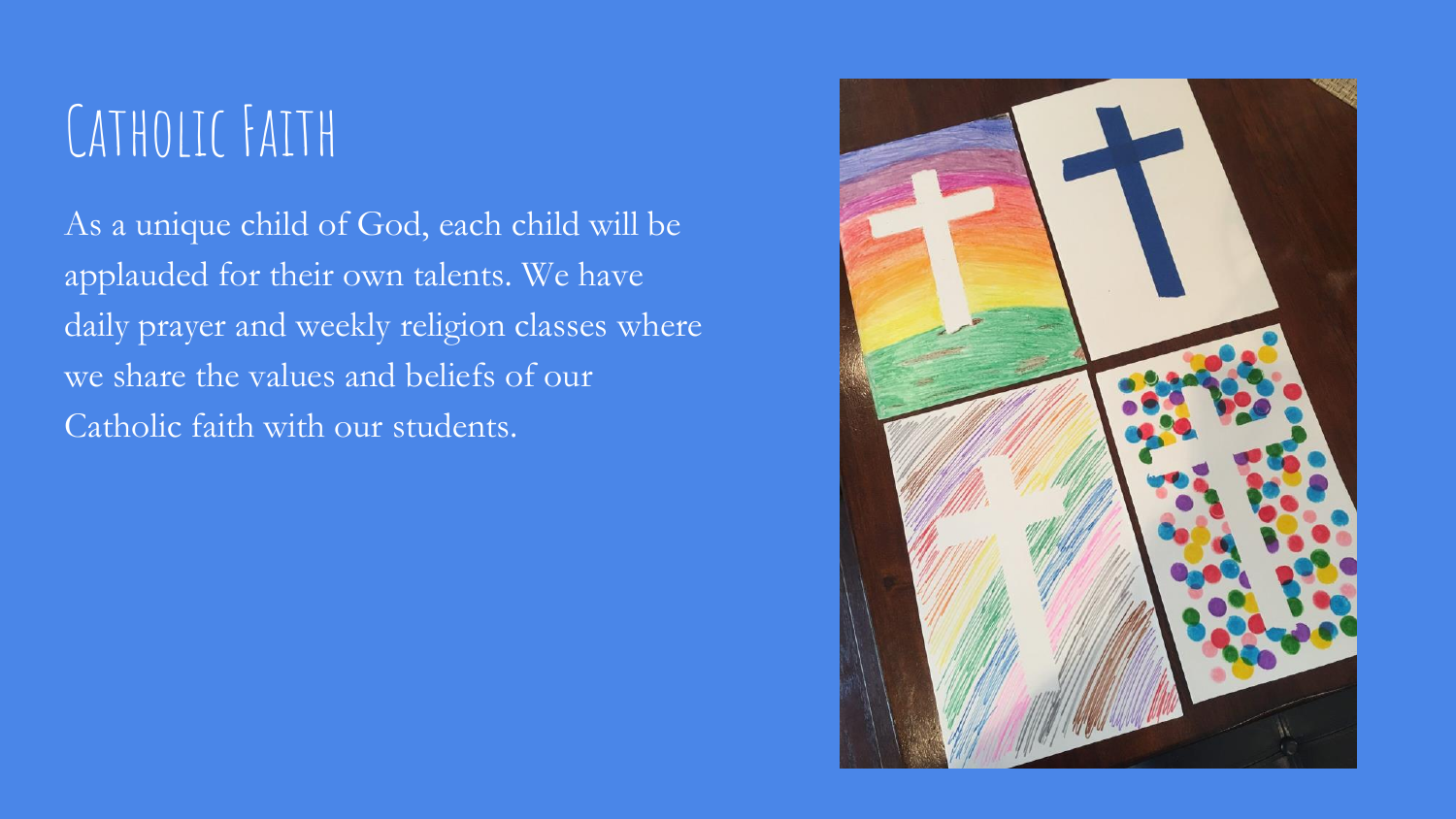# Catholic Faith

As a unique child of God, each child will be applauded for their own talents. We have daily prayer and weekly religion classes where we share the values and beliefs of our Catholic faith with our students.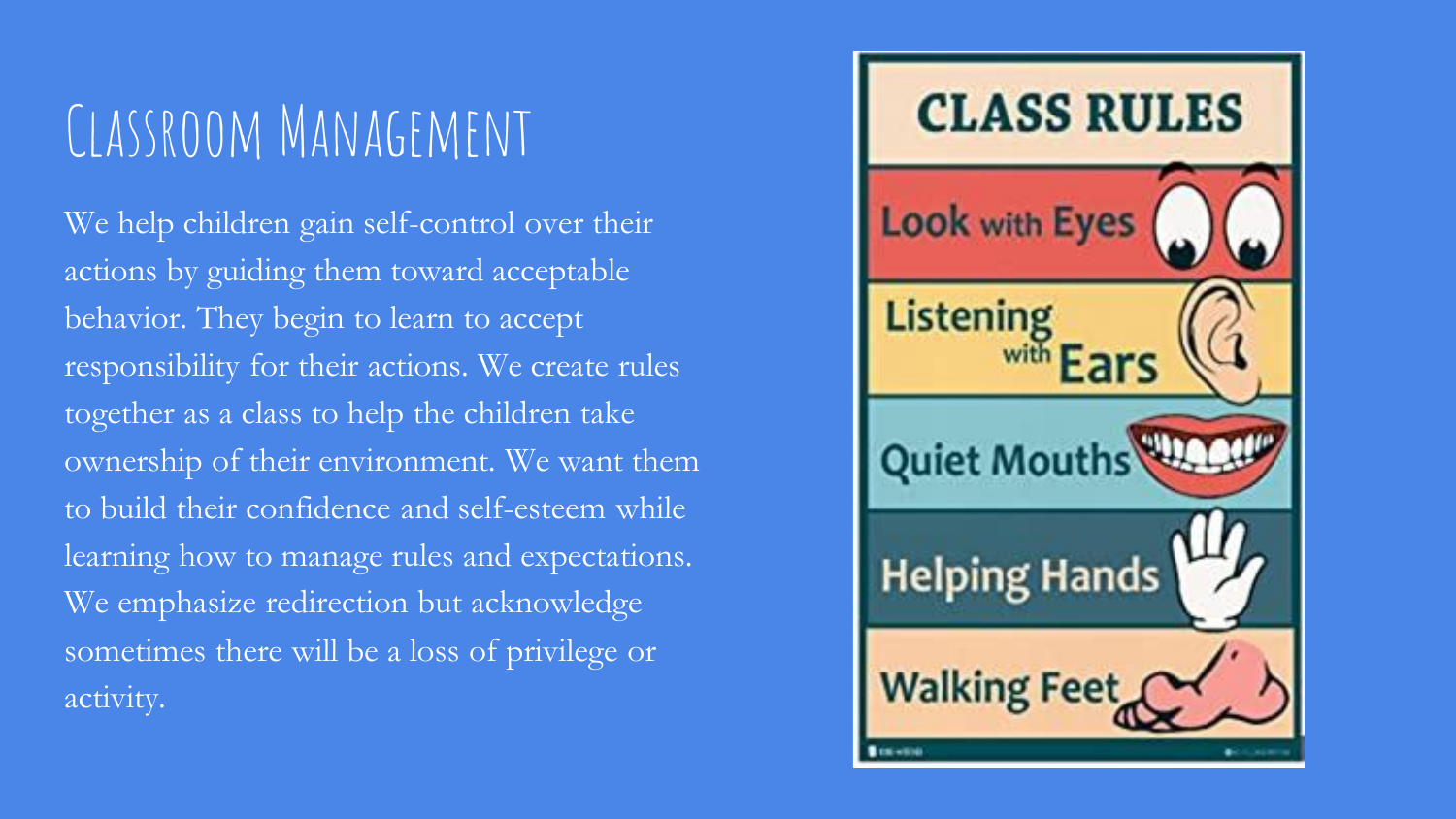# Classroom Management

We help children gain self-control over their actions by guiding them toward acceptable behavior. They begin to learn to accept responsibility for their actions. We create rules together as a class to help the children take ownership of their environment. We want them to build their confidence and self-esteem while learning how to manage rules and expectations. We emphasize redirection but acknowledge sometimes there will be a loss of privilege or activity.

**CLASS RULES**

- Look with Eyes
- Listening with Ears
- Quiet Mouths
- Helping Hands
- Walking Feet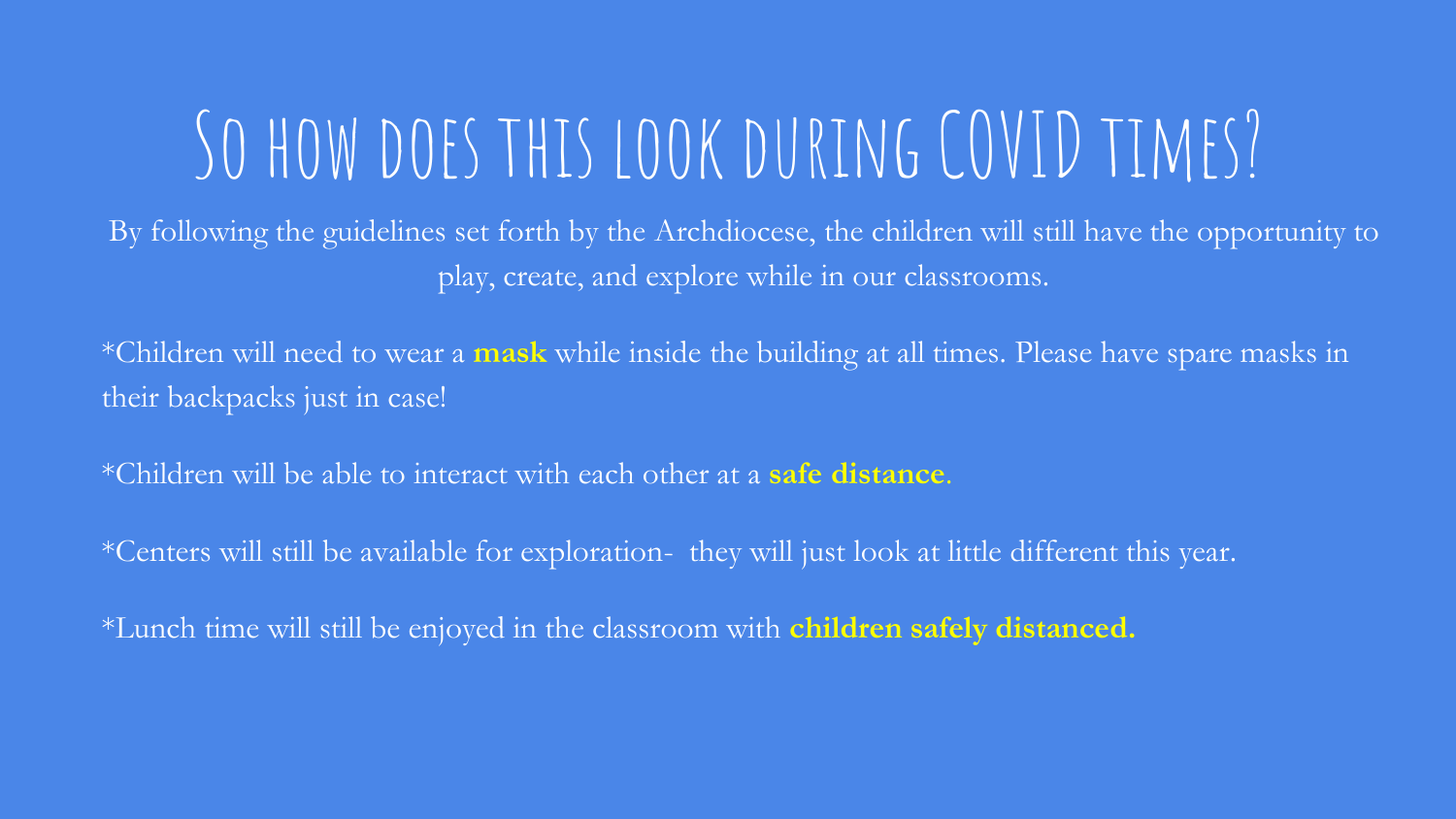# So how does this look during COVID times?

By following the guidelines set forth by the Archdiocese, the children will still have the opportunity to play, create, and explore while in our classrooms.

*Children will need to wear a **mask** while inside the building at all times. Please have spare masks in their backpacks just in case!

*Children will be able to interact with each other at a **safe distance**.

*Centers will still be available for exploration- they will just look at little different this year.

*Lunch time will still be enjoyed in the classroom with **children safely distanced.**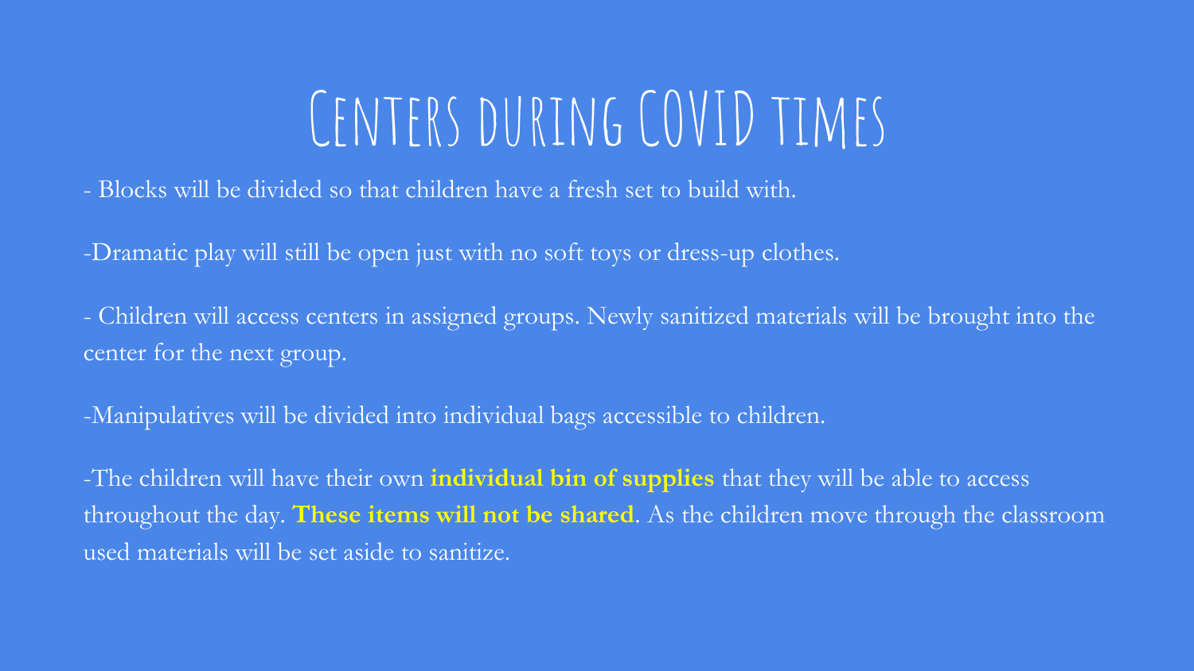# Centers during COVID times

- Blocks will be divided so that children have a fresh set to build with.

-Dramatic play will still be open just with no soft toys or dress-up clothes.

- Children will access centers in assigned groups. Newly sanitized materials will be brought into the center for the next group.

-Manipulatives will be divided into individual bags accessible to children.

-The children will have their own **individual bin of supplies** that they will be able to access throughout the day. **These items will not be shared**. As the children move through the classroom used materials will be set aside to sanitize.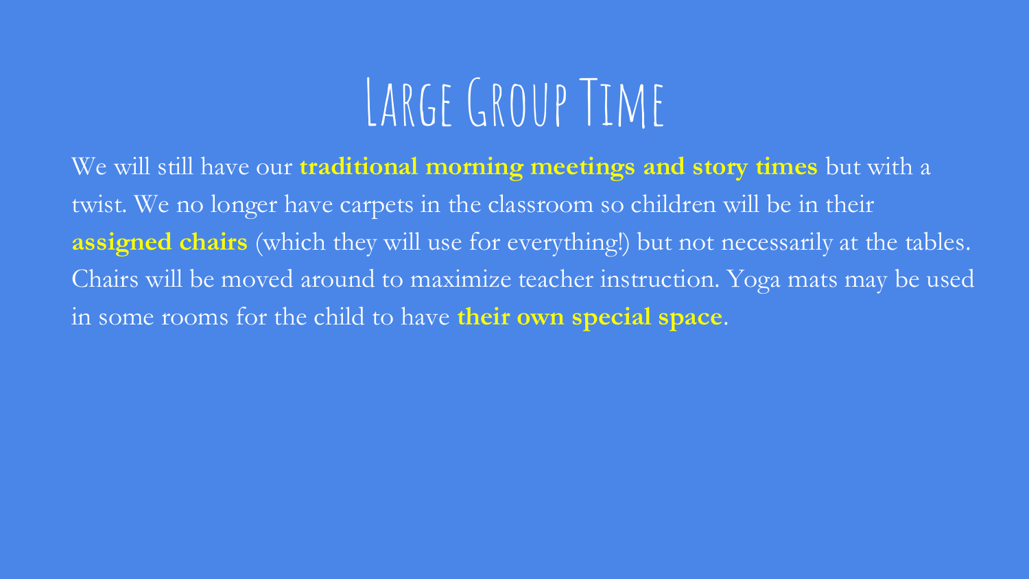# Large Group Time

We will still have our **traditional morning meetings and story times** but with a twist. We no longer have carpets in the classroom so children will be in their **assigned chairs** (which they will use for everything!) but not necessarily at the tables. Chairs will be moved around to maximize teacher instruction. Yoga mats may be used in some rooms for the child to have **their own special space**.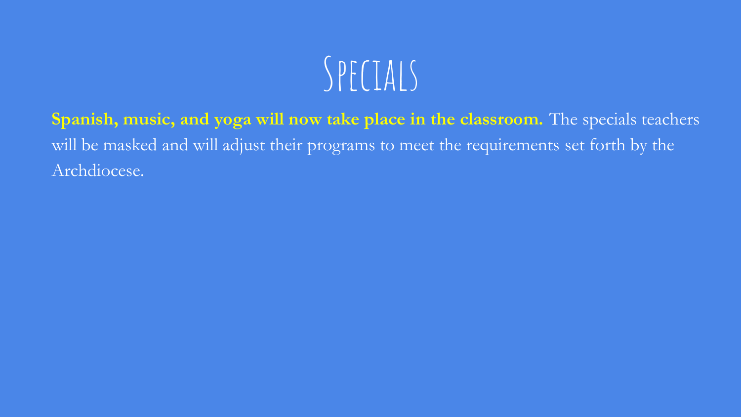# Specials

**Spanish, music, and yoga will now take place in the classroom.** The specials teachers will be masked and will adjust their programs to meet the requirements set forth by the Archdiocese.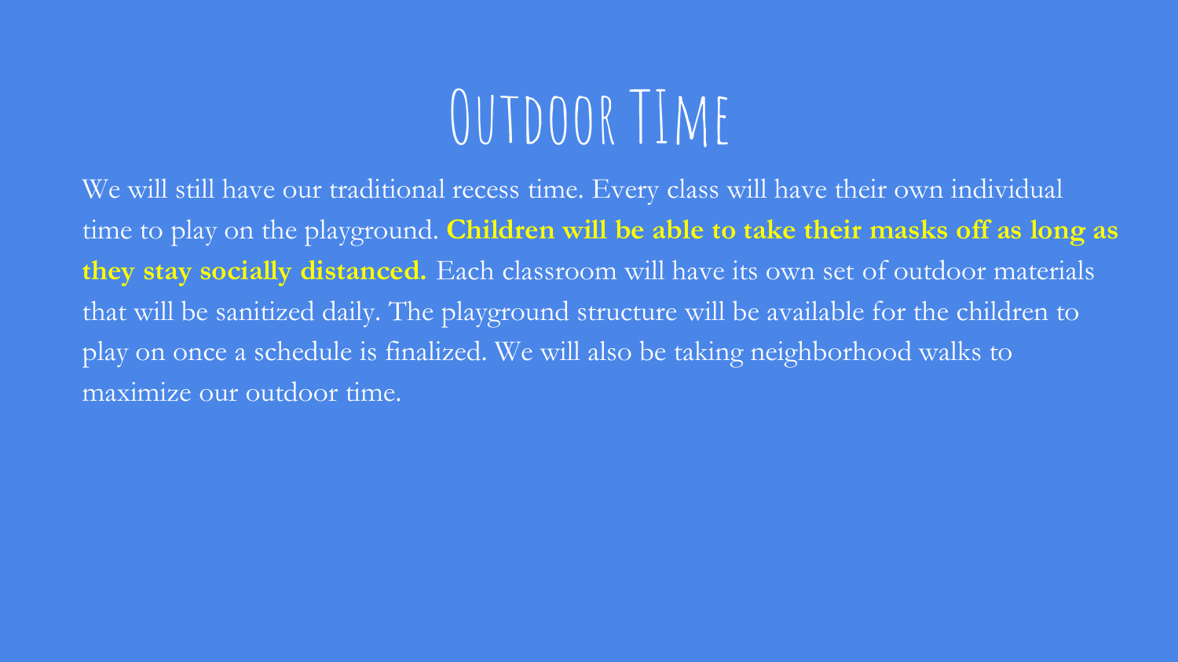# Outdoor TIme

We will still have our traditional recess time. Every class will have their own individual time to play on the playground. **Children will be able to take their masks off as long as they stay socially distanced.** Each classroom will have its own set of outdoor materials that will be sanitized daily. The playground structure will be available for the children to play on once a schedule is finalized. We will also be taking neighborhood walks to maximize our outdoor time.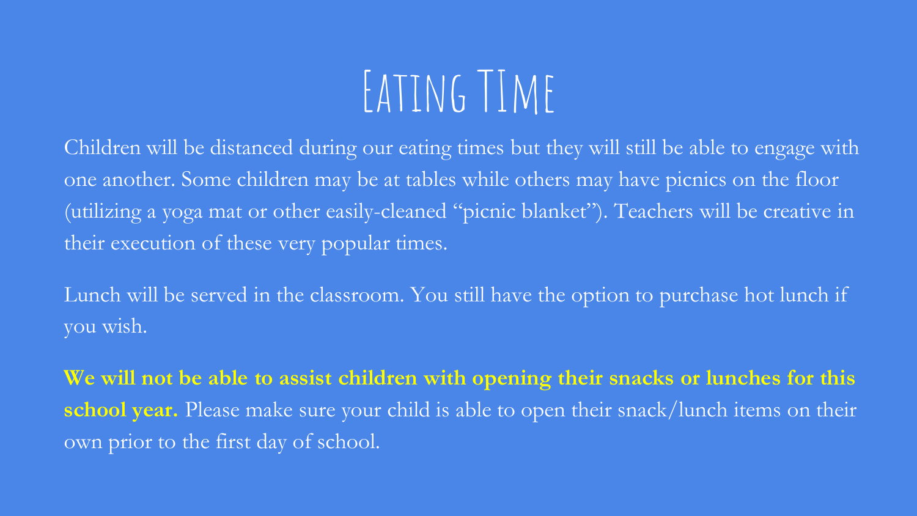# Eating TIme

Children will be distanced during our eating times but they will still be able to engage with one another. Some children may be at tables while others may have picnics on the floor (utilizing a yoga mat or other easily-cleaned "picnic blanket"). Teachers will be creative in their execution of these very popular times.

Lunch will be served in the classroom. You still have the option to purchase hot lunch if you wish.

**We will not be able to assist children with opening their snacks or lunches for this school year.** Please make sure your child is able to open their snack/lunch items on their own prior to the first day of school.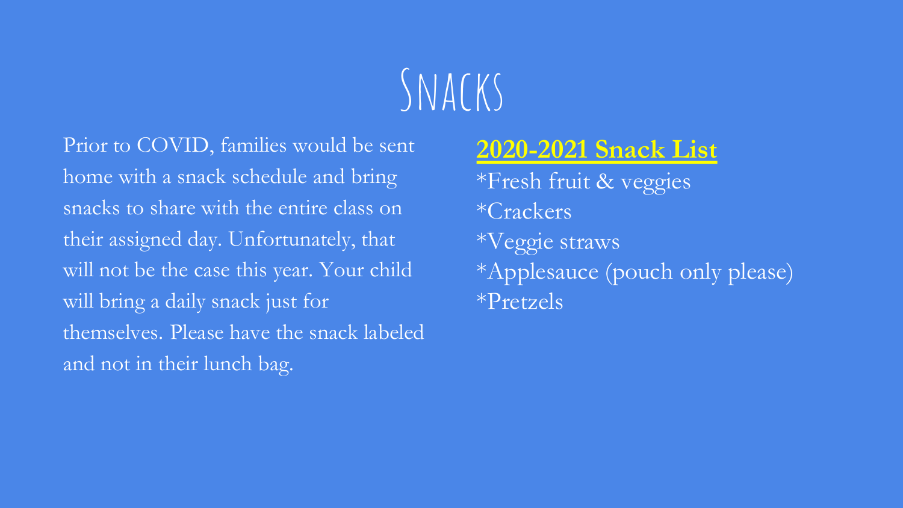# Snacks

Prior to COVID, families would be sent home with a snack schedule and bring snacks to share with the entire class on their assigned day. Unfortunately, that will not be the case this year. Your child will bring a daily snack just for themselves. Please have the snack labeled and not in their lunch bag.

**2020-2021 Snack List**

*Fresh fruit & veggies
*Crackers
*Veggie straws
*Applesauce (pouch only please)
*Pretzels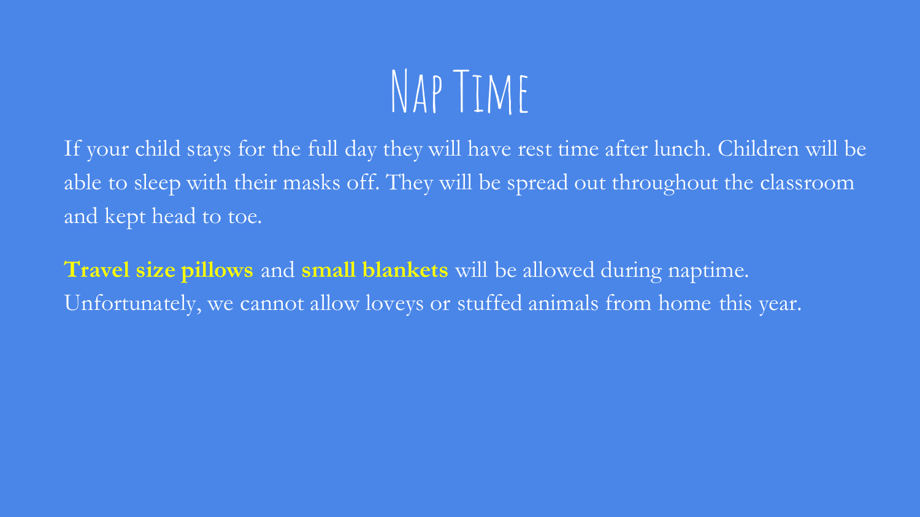# Nap Time

If your child stays for the full day they will have rest time after lunch. Children will be able to sleep with their masks off. They will be spread out throughout the classroom and kept head to toe.

**Travel size pillows** and **small blankets** will be allowed during naptime. Unfortunately, we cannot allow loveys or stuffed animals from home this year.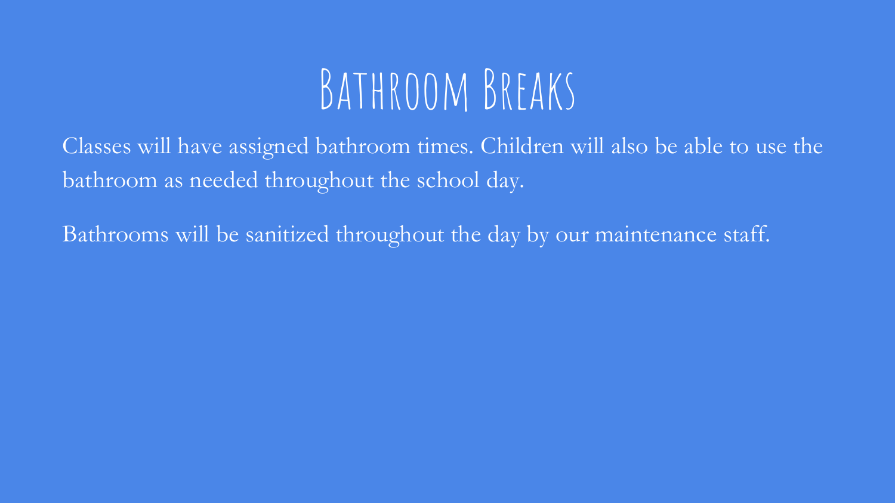# Bathroom Breaks

Classes will have assigned bathroom times. Children will also be able to use the bathroom as needed throughout the school day.

Bathrooms will be sanitized throughout the day by our maintenance staff.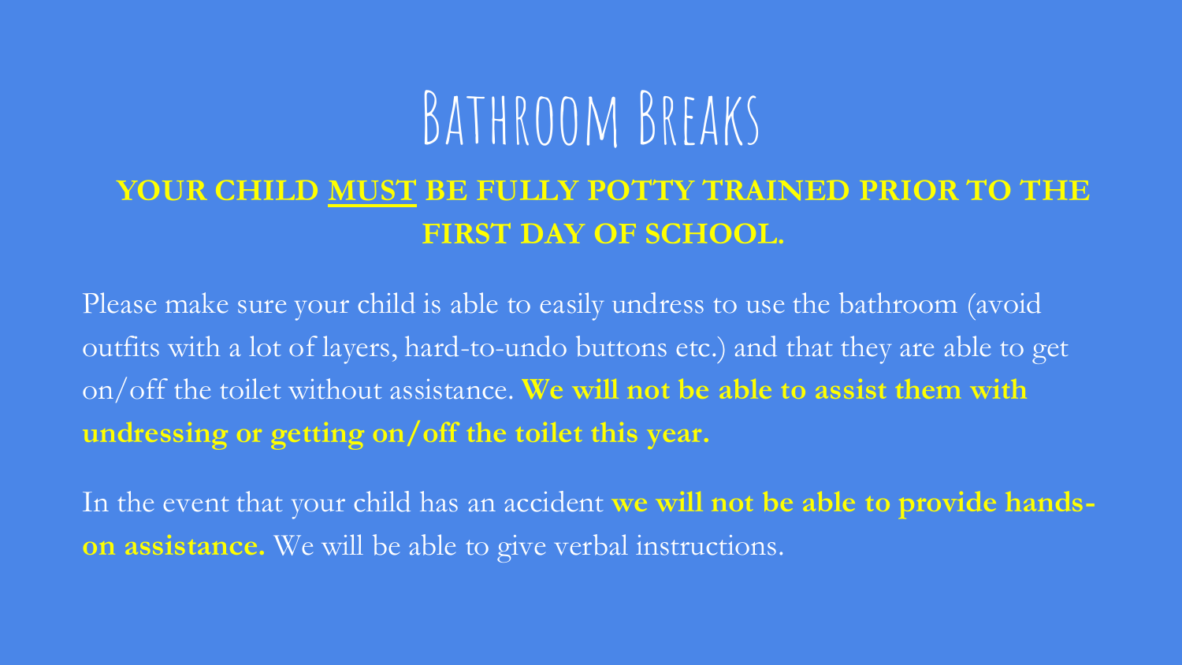# Bathroom Breaks

**YOUR CHILD <u>MUST</u> BE FULLY POTTY TRAINED PRIOR TO THE FIRST DAY OF SCHOOL.**

Please make sure your child is able to easily undress to use the bathroom (avoid outfits with a lot of layers, hard-to-undo buttons etc.) and that they are able to get on/off the toilet without assistance. **We will not be able to assist them with undressing or getting on/off the toilet this year.**

In the event that your child has an accident **we will not be able to provide hands-on assistance.** We will be able to give verbal instructions.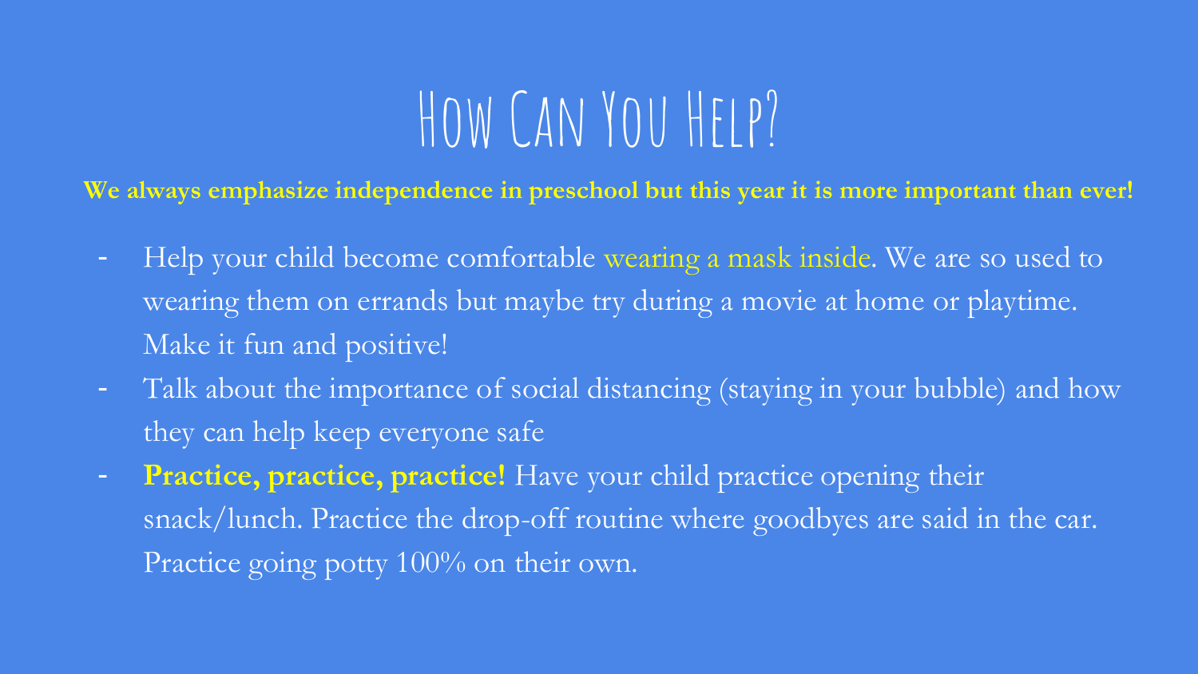# How Can You Help?

**We always emphasize independence in preschool but this year it is more important than ever!**

- Help your child become comfortable wearing a mask inside. We are so used to wearing them on errands but maybe try during a movie at home or playtime. Make it fun and positive!
- Talk about the importance of social distancing (staying in your bubble) and how they can help keep everyone safe
- **Practice, practice, practice!** Have your child practice opening their snack/lunch. Practice the drop-off routine where goodbyes are said in the car. Practice going potty 100% on their own.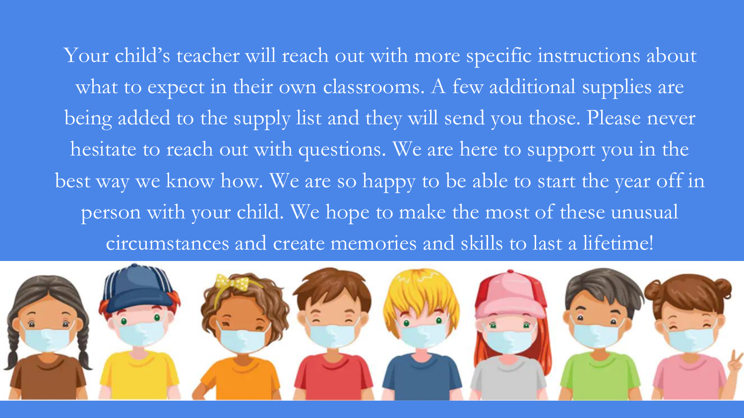Your child's teacher will reach out with more specific instructions about what to expect in their own classrooms. A few additional supplies are being added to the supply list and they will send you those. Please never hesitate to reach out with questions. We are here to support you in the best way we know how. We are so happy to be able to start the year off in person with your child. We hope to make the most of these unusual circumstances and create memories and skills to last a lifetime!